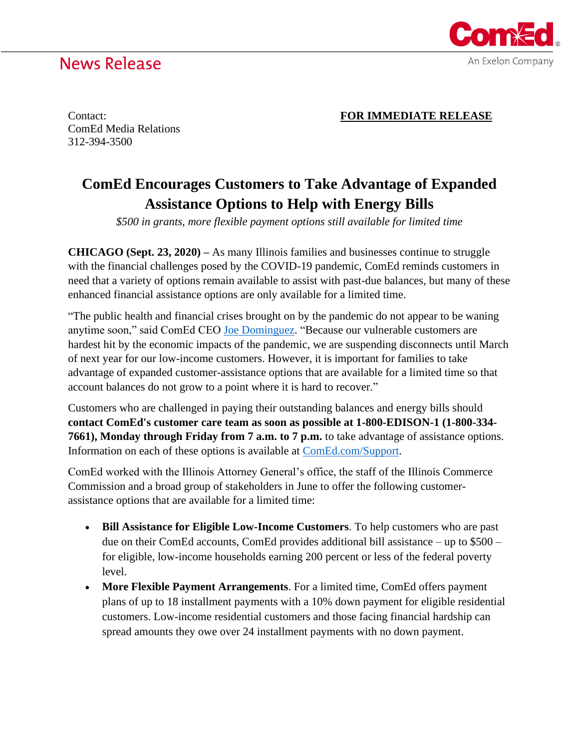News Release

ComEd
An Exelon Company

Contact:
ComEd Media Relations
312-394-3500

**FOR IMMEDIATE RELEASE**

# ComEd Encourages Customers to Take Advantage of Expanded Assistance Options to Help with Energy Bills

*$500 in grants, more flexible payment options still available for limited time*

**CHICAGO (Sept. 23, 2020) –** As many Illinois families and businesses continue to struggle with the financial challenges posed by the COVID-19 pandemic, ComEd reminds customers in need that a variety of options remain available to assist with past-due balances, but many of these enhanced financial assistance options are only available for a limited time.

"The public health and financial crises brought on by the pandemic do not appear to be waning anytime soon," said ComEd CEO Joe Dominguez. "Because our vulnerable customers are hardest hit by the economic impacts of the pandemic, we are suspending disconnects until March of next year for our low-income customers. However, it is important for families to take advantage of expanded customer-assistance options that are available for a limited time so that account balances do not grow to a point where it is hard to recover."

Customers who are challenged in paying their outstanding balances and energy bills should **contact ComEd's customer care team as soon as possible at 1-800-EDISON-1 (1-800-334-7661), Monday through Friday from 7 a.m. to 7 p.m.** to take advantage of assistance options. Information on each of these options is available at ComEd.com/Support.

ComEd worked with the Illinois Attorney General's office, the staff of the Illinois Commerce Commission and a broad group of stakeholders in June to offer the following customer-assistance options that are available for a limited time:

- **Bill Assistance for Eligible Low-Income Customers**. To help customers who are past due on their ComEd accounts, ComEd provides additional bill assistance – up to $500 – for eligible, low-income households earning 200 percent or less of the federal poverty level.
- **More Flexible Payment Arrangements**. For a limited time, ComEd offers payment plans of up to 18 installment payments with a 10% down payment for eligible residential customers. Low-income residential customers and those facing financial hardship can spread amounts they owe over 24 installment payments with no down payment.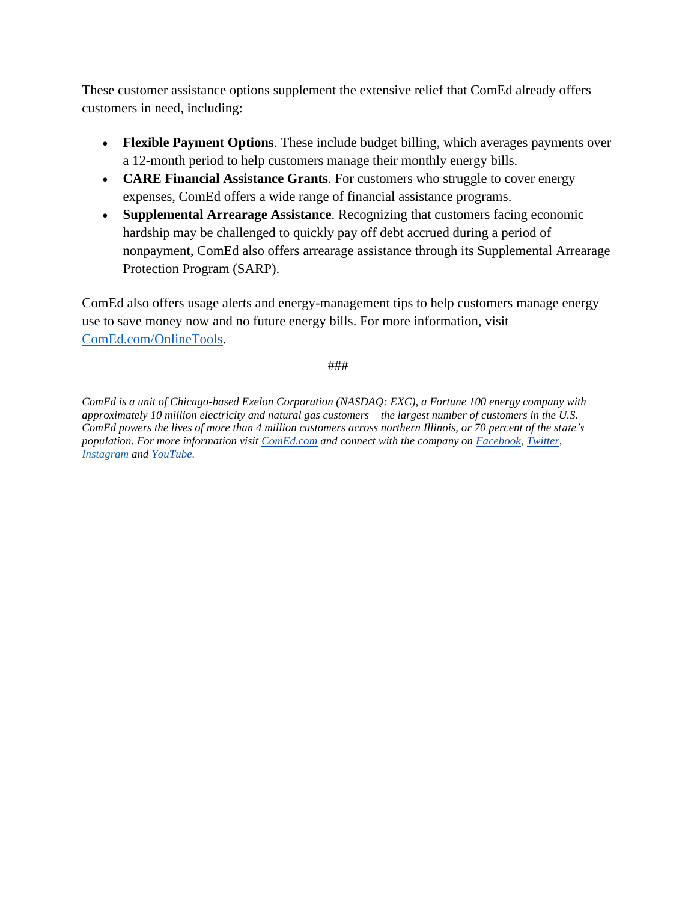These customer assistance options supplement the extensive relief that ComEd already offers customers in need, including:

- **Flexible Payment Options**. These include budget billing, which averages payments over a 12-month period to help customers manage their monthly energy bills.
- **CARE Financial Assistance Grants**. For customers who struggle to cover energy expenses, ComEd offers a wide range of financial assistance programs.
- **Supplemental Arrearage Assistance**. Recognizing that customers facing economic hardship may be challenged to quickly pay off debt accrued during a period of nonpayment, ComEd also offers arrearage assistance through its Supplemental Arrearage Protection Program (SARP).

ComEd also offers usage alerts and energy-management tips to help customers manage energy use to save money now and no future energy bills. For more information, visit [ComEd.com/OnlineTools](ComEd.com/OnlineTools).

###

*ComEd is a unit of Chicago-based Exelon Corporation (NASDAQ: EXC), a Fortune 100 energy company with approximately 10 million electricity and natural gas customers – the largest number of customers in the U.S. ComEd powers the lives of more than 4 million customers across northern Illinois, or 70 percent of the state's population. For more information visit [ComEd.com](ComEd.com) and connect with the company on [Facebook](Facebook), [Twitter](Twitter), [Instagram](Instagram) and [YouTube](YouTube).*